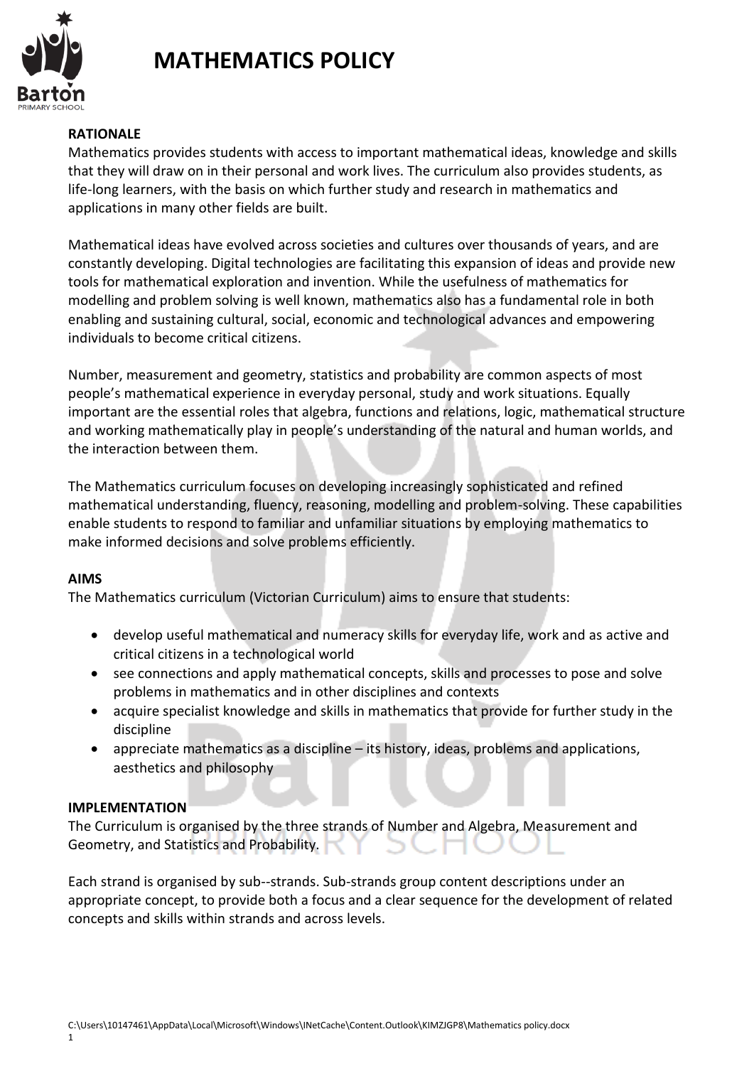# MATHEMATICS POLICY

## RATIONALE

Mathematics provides students with access to important mathematical ideas, knowledge and skills that they will draw on in their personal and work lives. The curriculum also provides students, as life-long learners, with the basis on which further study and research in mathematics and applications in many other fields are built.

Mathematical ideas have evolved across societies and cultures over thousands of years, and are constantly developing. Digital technologies are facilitating this expansion of ideas and provide new tools for mathematical exploration and invention. While the usefulness of mathematics for modelling and problem solving is well known, mathematics also has a fundamental role in both enabling and sustaining cultural, social, economic and technological advances and empowering individuals to become critical citizens.

Number, measurement and geometry, statistics and probability are common aspects of most people's mathematical experience in everyday personal, study and work situations. Equally important are the essential roles that algebra, functions and relations, logic, mathematical structure and working mathematically play in people's understanding of the natural and human worlds, and the interaction between them.

The Mathematics curriculum focuses on developing increasingly sophisticated and refined mathematical understanding, fluency, reasoning, modelling and problem-solving. These capabilities enable students to respond to familiar and unfamiliar situations by employing mathematics to make informed decisions and solve problems efficiently.

## AIMS

The Mathematics curriculum (Victorian Curriculum) aims to ensure that students:

- develop useful mathematical and numeracy skills for everyday life, work and as active and critical citizens in a technological world
- see connections and apply mathematical concepts, skills and processes to pose and solve problems in mathematics and in other disciplines and contexts
- acquire specialist knowledge and skills in mathematics that provide for further study in the discipline
- appreciate mathematics as a discipline – its history, ideas, problems and applications, aesthetics and philosophy

## IMPLEMENTATION

The Curriculum is organised by the three strands of Number and Algebra, Measurement and Geometry, and Statistics and Probability.

Each strand is organised by sub--strands. Sub-strands group content descriptions under an appropriate concept, to provide both a focus and a clear sequence for the development of related concepts and skills within strands and across levels.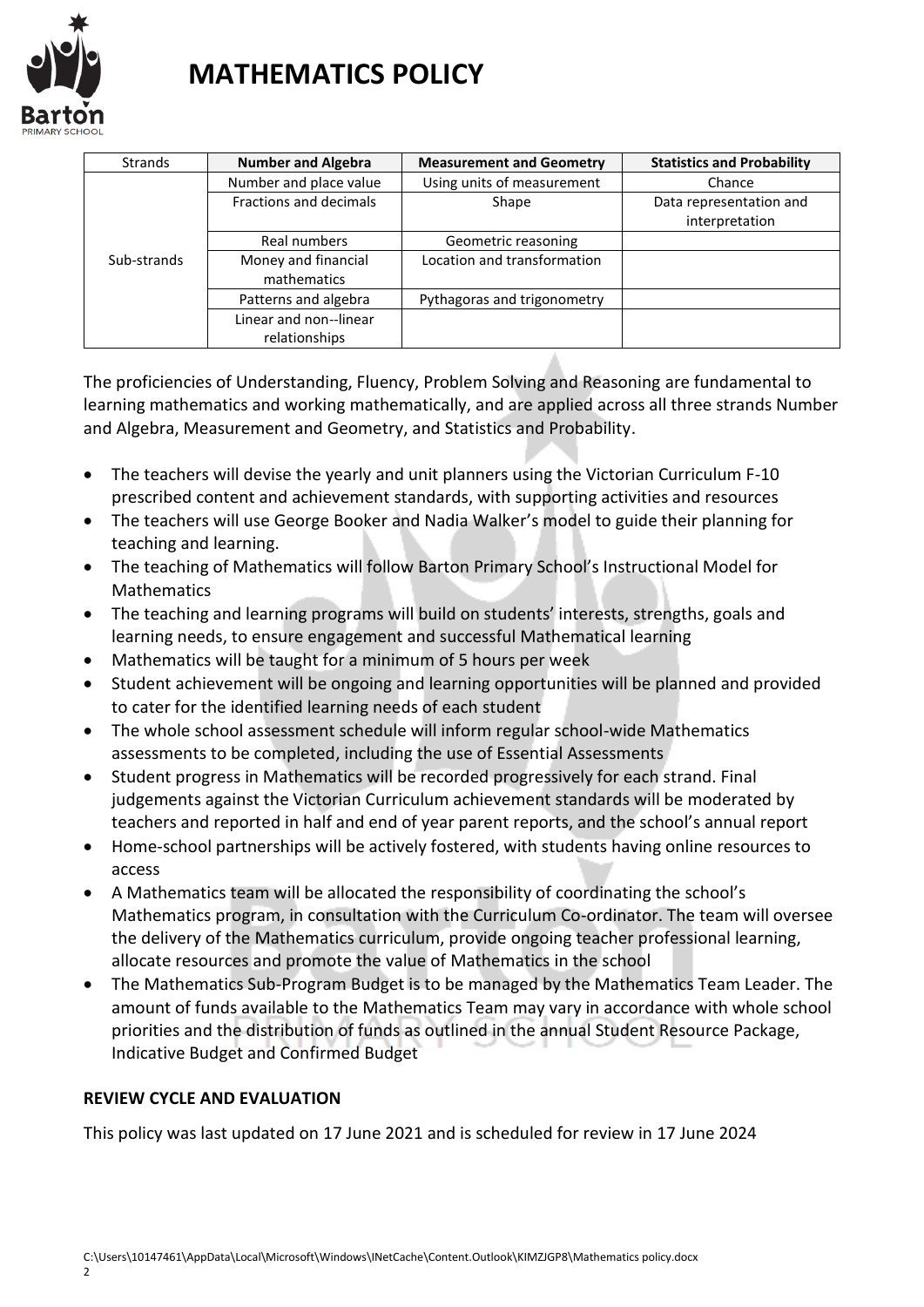| Strands | Number and Algebra | Measurement and Geometry | Statistics and Probability |
|---|---|---|---|
| Sub-strands | Number and place value | Using units of measurement | Chance |
| | Fractions and decimals | Shape | Data representation and interpretation |
| | Real numbers | Geometric reasoning | |
| | Money and financial mathematics | Location and transformation | |
| | Patterns and algebra | Pythagoras and trigonometry | |
| | Linear and non--linear relationships | | |

The proficiencies of Understanding, Fluency, Problem Solving and Reasoning are fundamental to learning mathematics and working mathematically, and are applied across all three strands Number and Algebra, Measurement and Geometry, and Statistics and Probability.

- The teachers will devise the yearly and unit planners using the Victorian Curriculum F-10 prescribed content and achievement standards, with supporting activities and resources
- The teachers will use George Booker and Nadia Walker's model to guide their planning for teaching and learning.
- The teaching of Mathematics will follow Barton Primary School's Instructional Model for Mathematics
- The teaching and learning programs will build on students' interests, strengths, goals and learning needs, to ensure engagement and successful Mathematical learning
- Mathematics will be taught for a minimum of 5 hours per week
- Student achievement will be ongoing and learning opportunities will be planned and provided to cater for the identified learning needs of each student
- The whole school assessment schedule will inform regular school-wide Mathematics assessments to be completed, including the use of Essential Assessments
- Student progress in Mathematics will be recorded progressively for each strand. Final judgements against the Victorian Curriculum achievement standards will be moderated by teachers and reported in half and end of year parent reports, and the school's annual report
- Home-school partnerships will be actively fostered, with students having online resources to access
- A Mathematics team will be allocated the responsibility of coordinating the school's Mathematics program, in consultation with the Curriculum Co-ordinator. The team will oversee the delivery of the Mathematics curriculum, provide ongoing teacher professional learning, allocate resources and promote the value of Mathematics in the school
- The Mathematics Sub-Program Budget is to be managed by the Mathematics Team Leader. The amount of funds available to the Mathematics Team may vary in accordance with whole school priorities and the distribution of funds as outlined in the annual Student Resource Package, Indicative Budget and Confirmed Budget

**REVIEW CYCLE AND EVALUATION**

This policy was last updated on 17 June 2021 and is scheduled for review in 17 June 2024